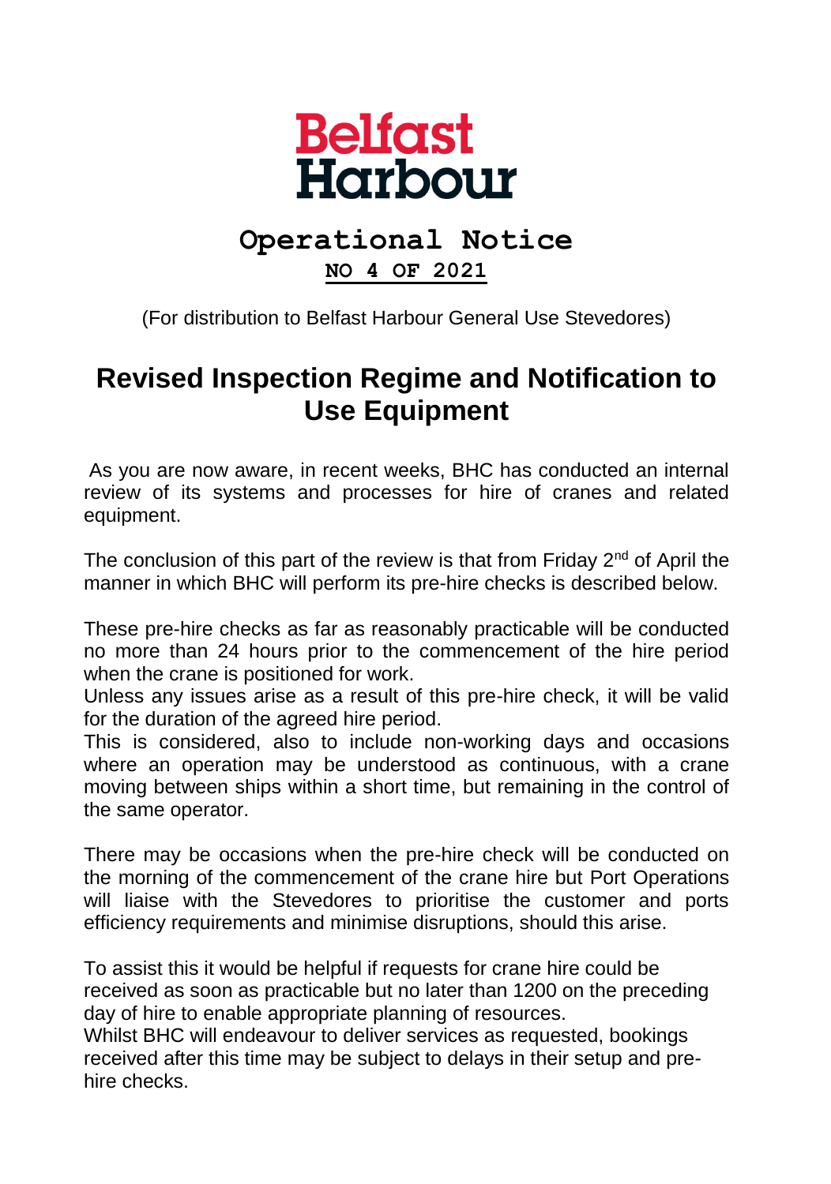# Belfast Harbour

## Operational Notice

**NO 4 OF 2021**

(For distribution to Belfast Harbour General Use Stevedores)

# Revised Inspection Regime and Notification to Use Equipment

As you are now aware, in recent weeks, BHC has conducted an internal review of its systems and processes for hire of cranes and related equipment.

The conclusion of this part of the review is that from Friday 2nd of April the manner in which BHC will perform its pre-hire checks is described below.

These pre-hire checks as far as reasonably practicable will be conducted no more than 24 hours prior to the commencement of the hire period when the crane is positioned for work.
Unless any issues arise as a result of this pre-hire check, it will be valid for the duration of the agreed hire period.
This is considered, also to include non-working days and occasions where an operation may be understood as continuous, with a crane moving between ships within a short time, but remaining in the control of the same operator.

There may be occasions when the pre-hire check will be conducted on the morning of the commencement of the crane hire but Port Operations will liaise with the Stevedores to prioritise the customer and ports efficiency requirements and minimise disruptions, should this arise.

To assist this it would be helpful if requests for crane hire could be received as soon as practicable but no later than 1200 on the preceding day of hire to enable appropriate planning of resources.
Whilst BHC will endeavour to deliver services as requested, bookings received after this time may be subject to delays in their setup and pre-hire checks.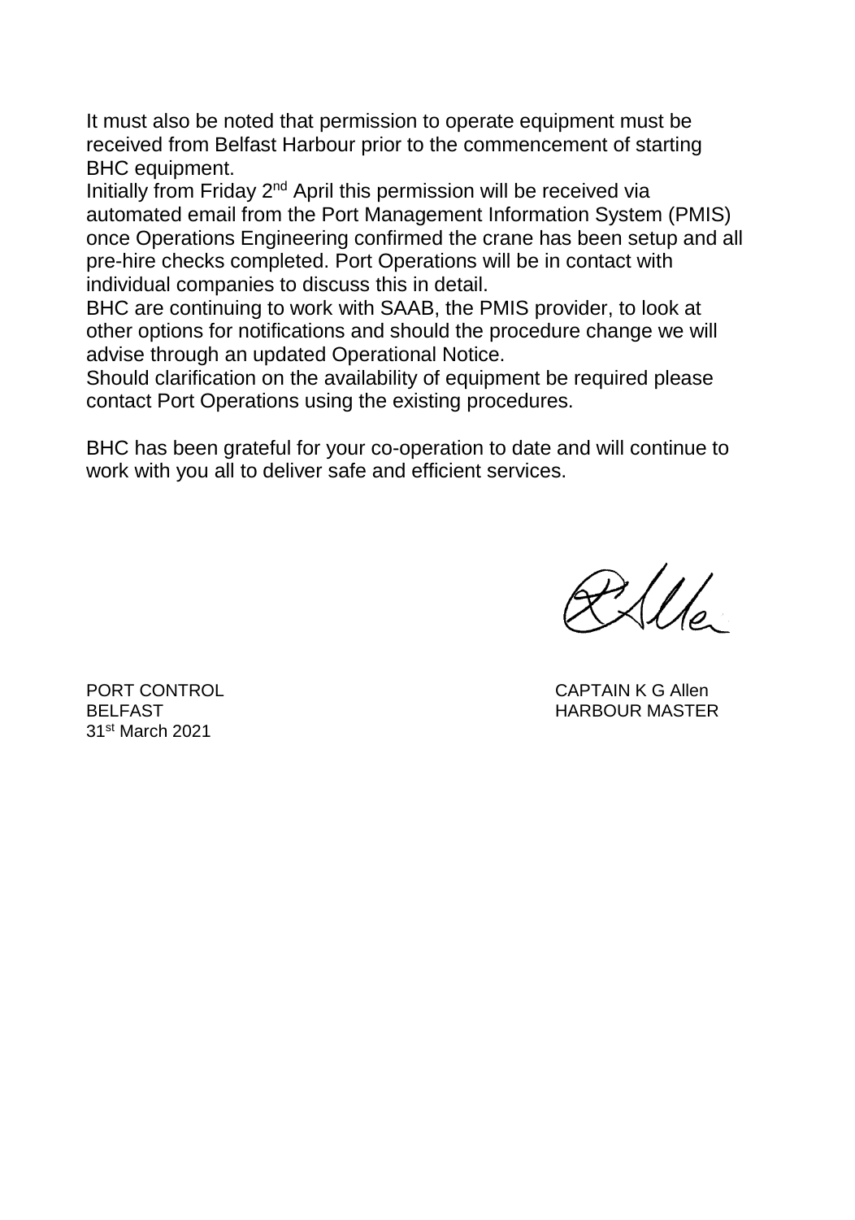It must also be noted that permission to operate equipment must be received from Belfast Harbour prior to the commencement of starting BHC equipment.

Initially from Friday 2nd April this permission will be received via automated email from the Port Management Information System (PMIS) once Operations Engineering confirmed the crane has been setup and all pre-hire checks completed. Port Operations will be in contact with individual companies to discuss this in detail.

BHC are continuing to work with SAAB, the PMIS provider, to look at other options for notifications and should the procedure change we will advise through an updated Operational Notice.

Should clarification on the availability of equipment be required please contact Port Operations using the existing procedures.

BHC has been grateful for your co-operation to date and will continue to work with you all to deliver safe and efficient services.

PORT CONTROL
BELFAST
31st March 2021

CAPTAIN K G Allen
HARBOUR MASTER